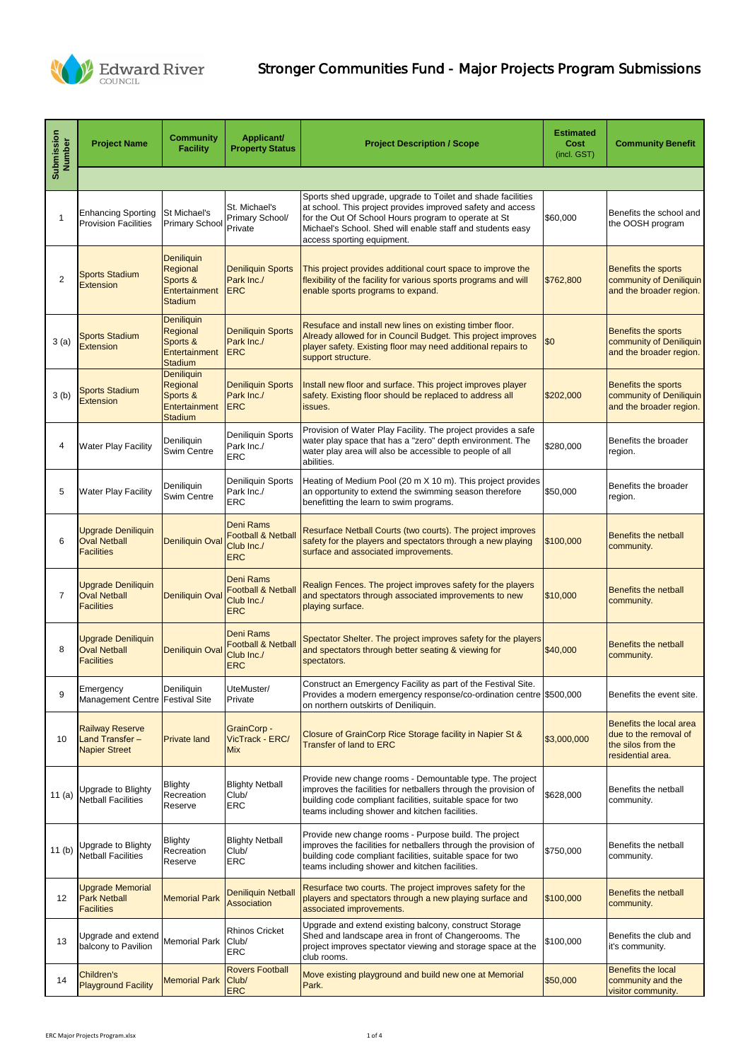# Stronger Communities Fund - Major Projects Program Submissions

| Submission Number | Project Name | Community Facility | Applicant/ Property Status | Project Description / Scope | Estimated Cost (incl. GST) | Community Benefit |
|---|---|---|---|---|---|---|
| 1 | Enhancing Sporting Provision Facilities | St Michael's Primary School | St. Michael's Primary School/ Private | Sports shed upgrade, upgrade to Toilet and shade facilities at school. This project provides improved safety and access for the Out Of School Hours program to operate at St Michael's School. Shed will enable staff and students easy access sporting equipment. | $60,000 | Benefits the school and the OOSH program |
| 2 | Sports Stadium Extension | Deniliquin Regional Sports & Entertainment Stadium | Deniliquin Sports Park Inc./ ERC | This project provides additional court space to improve the flexibility of the facility for various sports programs and will enable sports programs to expand. | $762,800 | Benefits the sports community of Deniliquin and the broader region. |
| 3 (a) | Sports Stadium Extension | Deniliquin Regional Sports & Entertainment Stadium | Deniliquin Sports Park Inc./ ERC | Resuface and install new lines on existing timber floor. Already allowed for in Council Budget. This project improves player safety. Existing floor may need additional repairs to support structure. | $0 | Benefits the sports community of Deniliquin and the broader region. |
| 3 (b) | Sports Stadium Extension | Deniliquin Regional Sports & Entertainment Stadium | Deniliquin Sports Park Inc./ ERC | Install new floor and surface. This project improves player safety. Existing floor should be replaced to address all issues. | $202,000 | Benefits the sports community of Deniliquin and the broader region. |
| 4 | Water Play Facility | Deniliquin Swim Centre | Deniliquin Sports Park Inc./ ERC | Provision of Water Play Facility. The project provides a safe water play space that has a "zero" depth environment. The water play area will also be accessible to people of all abilities. | $280,000 | Benefits the broader region. |
| 5 | Water Play Facility | Deniliquin Swim Centre | Deniliquin Sports Park Inc./ ERC | Heating of Medium Pool (20 m X 10 m). This project provides an opportunity to extend the swimming season therefore benefitting the learn to swim programs. | $50,000 | Benefits the broader region. |
| 6 | Upgrade Deniliquin Oval Netball Facilities | Deniliquin Oval | Deni Rams Football & Netball Club Inc./ ERC | Resurface Netball Courts (two courts). The project improves safety for the players and spectators through a new playing surface and associated improvements. | $100,000 | Benefits the netball community. |
| 7 | Upgrade Deniliquin Oval Netball Facilities | Deniliquin Oval | Deni Rams Football & Netball Club Inc./ ERC | Realign Fences. The project improves safety for the players and spectators through associated improvements to new playing surface. | $10,000 | Benefits the netball community. |
| 8 | Upgrade Deniliquin Oval Netball Facilities | Deniliquin Oval | Deni Rams Football & Netball Club Inc./ ERC | Spectator Shelter. The project improves safety for the players and spectators through better seating & viewing for spectators. | $40,000 | Benefits the netball community. |
| 9 | Emergency Management Centre | Deniliquin Festival Site | UteMuster/ Private | Construct an Emergency Facility as part of the Festival Site. Provides a modern emergency response/co-ordination centre on northern outskirts of Deniliquin. | $500,000 | Benefits the event site. |
| 10 | Railway Reserve Land Transfer – Napier Street | Private land | GrainCorp - VicTrack - ERC/ Mix | Closure of GrainCorp Rice Storage facility in Napier St & Transfer of land to ERC | $3,000,000 | Benefits the local area due to the removal of the silos from the residential area. |
| 11 (a) | Upgrade to Blighty Netball Facilities | Blighty Recreation Reserve | Blighty Netball Club/ ERC | Provide new change rooms - Demountable type. The project improves the facilities for netballers through the provision of building code compliant facilities, suitable space for two teams including shower and kitchen facilities. | $628,000 | Benefits the netball community. |
| 11 (b) | Upgrade to Blighty Netball Facilities | Blighty Recreation Reserve | Blighty Netball Club/ ERC | Provide new change rooms - Purpose build. The project improves the facilities for netballers through the provision of building code compliant facilities, suitable space for two teams including shower and kitchen facilities. | $750,000 | Benefits the netball community. |
| 12 | Upgrade Memorial Park Netball Facilities | Memorial Park | Deniliquin Netball Association | Resurface two courts. The project improves safety for the players and spectators through a new playing surface and associated improvements. | $100,000 | Benefits the netball community. |
| 13 | Upgrade and extend balcony to Pavilion | Memorial Park | Rhinos Cricket Club/ ERC | Upgrade and extend existing balcony, construct Storage Shed and landscape area in front of Changerooms. The project improves spectator viewing and storage space at the club rooms. | $100,000 | Benefits the club and it's community. |
| 14 | Children's Playground Facility | Memorial Park | Rovers Football Club/ ERC | Move existing playground and build new one at Memorial Park. | $50,000 | Benefits the local community and the visitor community. |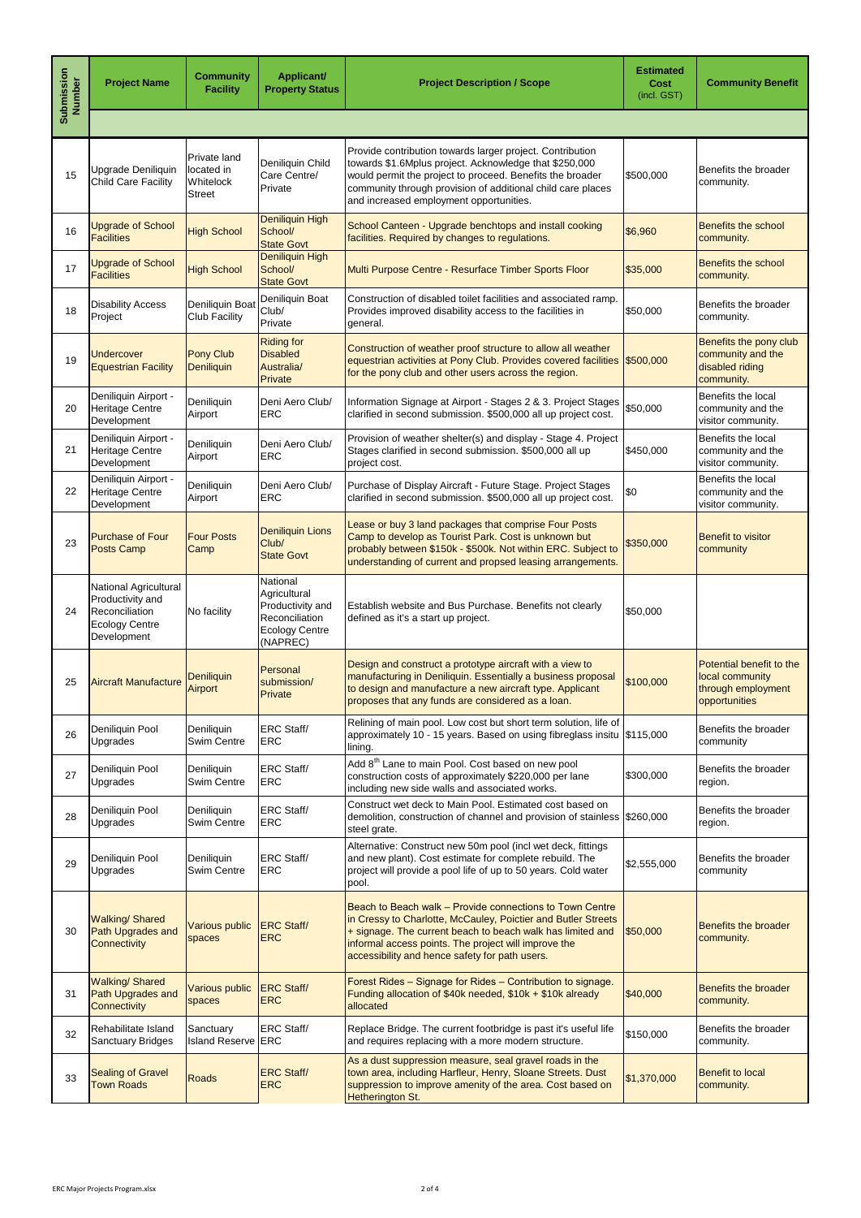| Submission Number | Project Name | Community Facility | Applicant/ Property Status | Project Description / Scope | Estimated Cost (incl. GST) | Community Benefit |
|---|---|---|---|---|---|---|
| | | | | | | |
| 15 | Upgrade Deniliquin Child Care Facility | Private land located in Whitelock Street | Deniliquin Child Care Centre/ Private | Provide contribution towards larger project. Contribution towards $1.6Mplus project. Acknowledge that $250,000 would permit the project to proceed. Benefits the broader community through provision of additional child care places and increased employment opportunities. | $500,000 | Benefits the broader community. |
| 16 | Upgrade of School Facilities | High School | Deniliquin High School/ State Govt | School Canteen - Upgrade benchtops and install cooking facilities. Required by changes to regulations. | $6,960 | Benefits the school community. |
| 17 | Upgrade of School Facilities | High School | Deniliquin High School/ State Govt | Multi Purpose Centre - Resurface Timber Sports Floor | $35,000 | Benefits the school community. |
| 18 | Disability Access Project | Deniliquin Boat Club Facility | Deniliquin Boat Club/ Private | Construction of disabled toilet facilities and associated ramp. Provides improved disability access to the facilities in general. | $50,000 | Benefits the broader community. |
| 19 | Undercover Equestrian Facility | Pony Club Deniliquin | Riding for Disabled Australia/ Private | Construction of weather proof structure to allow all weather equestrian activities at Pony Club. Provides covered facilities for the pony club and other users across the region. | $500,000 | Benefits the pony club community and the disabled riding community. |
| 20 | Deniliquin Airport - Heritage Centre Development | Deniliquin Airport | Deni Aero Club/ ERC | Information Signage at Airport - Stages 2 & 3. Project Stages clarified in second submission. $500,000 all up project cost. | $50,000 | Benefits the local community and the visitor community. |
| 21 | Deniliquin Airport - Heritage Centre Development | Deniliquin Airport | Deni Aero Club/ ERC | Provision of weather shelter(s) and display - Stage 4. Project Stages clarified in second submission. $500,000 all up project cost. | $450,000 | Benefits the local community and the visitor community. |
| 22 | Deniliquin Airport - Heritage Centre Development | Deniliquin Airport | Deni Aero Club/ ERC | Purchase of Display Aircraft - Future Stage. Project Stages clarified in second submission. $500,000 all up project cost. | $0 | Benefits the local community and the visitor community. |
| 23 | Purchase of Four Posts Camp | Four Posts Camp | Deniliquin Lions Club/ State Govt | Lease or buy 3 land packages that comprise Four Posts Camp to develop as Tourist Park. Cost is unknown but probably between $150k - $500k. Not within ERC. Subject to understanding of current and propsed leasing arrangements. | $350,000 | Benefit to visitor community |
| 24 | National Agricultural Productivity and Reconciliation Ecology Centre Development | No facility | National Agricultural Productivity and Reconciliation Ecology Centre (NAPREC) | Establish website and Bus Purchase. Benefits not clearly defined as it's a start up project. | $50,000 | |
| 25 | Aircraft Manufacture | Deniliquin Airport | Personal submission/ Private | Design and construct a prototype aircraft with a view to manufacturing in Deniliquin. Essentially a business proposal to design and manufacture a new aircraft type. Applicant proposes that any funds are considered as a loan. | $100,000 | Potential benefit to the local community through employment opportunities |
| 26 | Deniliquin Pool Upgrades | Deniliquin Swim Centre | ERC Staff/ ERC | Relining of main pool. Low cost but short term solution, life of approximately 10 - 15 years. Based on using fibreglass insitu lining. | $115,000 | Benefits the broader community |
| 27 | Deniliquin Pool Upgrades | Deniliquin Swim Centre | ERC Staff/ ERC | Add 8th Lane to main Pool. Cost based on new pool construction costs of approximately $220,000 per lane including new side walls and associated works. | $300,000 | Benefits the broader region. |
| 28 | Deniliquin Pool Upgrades | Deniliquin Swim Centre | ERC Staff/ ERC | Construct wet deck to Main Pool. Estimated cost based on demolition, construction of channel and provision of stainless steel grate. | $260,000 | Benefits the broader region. |
| 29 | Deniliquin Pool Upgrades | Deniliquin Swim Centre | ERC Staff/ ERC | Alternative: Construct new 50m pool (incl wet deck, fittings and new plant). Cost estimate for complete rebuild. The project will provide a pool life of up to 50 years. Cold water pool. | $2,555,000 | Benefits the broader community |
| 30 | Walking/ Shared Path Upgrades and Connectivity | Various public spaces | ERC Staff/ ERC | Beach to Beach walk – Provide connections to Town Centre in Cressy to Charlotte, McCauley, Poictier and Butler Streets + signage. The current beach to beach walk has limited and informal access points. The project will improve the accessibility and hence safety for path users. | $50,000 | Benefits the broader community. |
| 31 | Walking/ Shared Path Upgrades and Connectivity | Various public spaces | ERC Staff/ ERC | Forest Rides – Signage for Rides – Contribution to signage. Funding allocation of $40k needed, $10k + $10k already allocated | $40,000 | Benefits the broader community. |
| 32 | Rehabilitate Island Sanctuary Bridges | Sanctuary Island Reserve | ERC Staff/ ERC | Replace Bridge. The current footbridge is past it's useful life and requires replacing with a more modern structure. | $150,000 | Benefits the broader community. |
| 33 | Sealing of Gravel Town Roads | Roads | ERC Staff/ ERC | As a dust suppression measure, seal gravel roads in the town area, including Harfleur, Henry, Sloane Streets. Dust suppression to improve amenity of the area. Cost based on Hetherington St. | $1,370,000 | Benefit to local community. |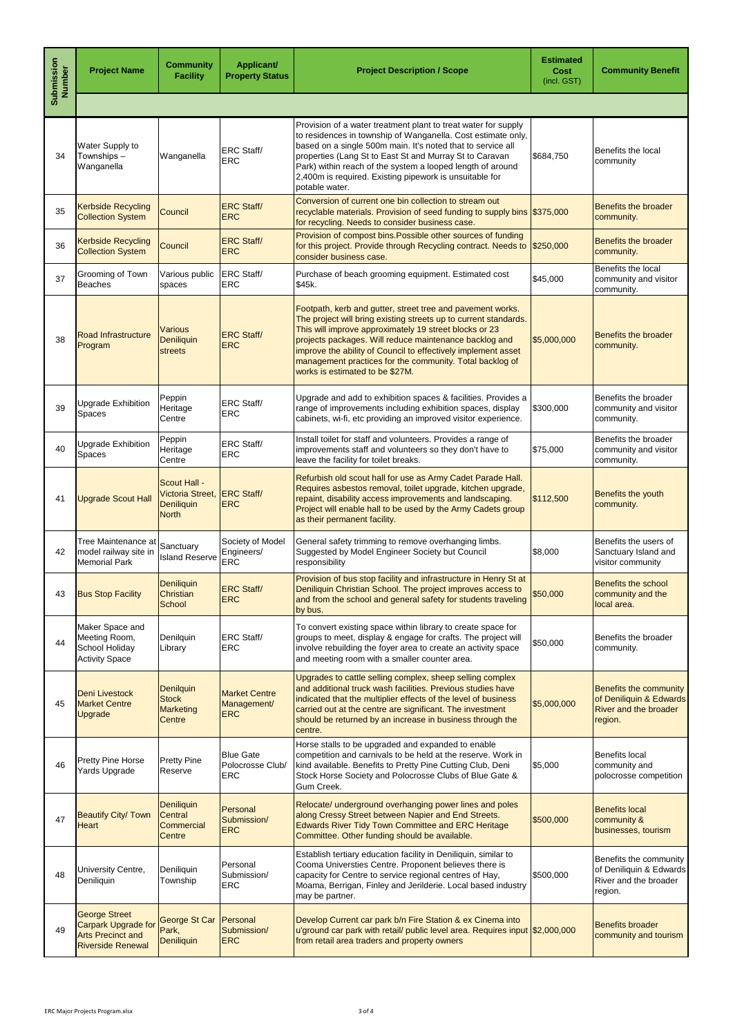| Submission Number | Project Name | Community Facility | Applicant/ Property Status | Project Description / Scope | Estimated Cost (incl. GST) | Community Benefit |
|---|---|---|---|---|---|---|
| 34 | Water Supply to Townships – Wanganella | Wanganella | ERC Staff/ ERC | Provision of a water treatment plant to treat water for supply to residences in township of Wanganella. Cost estimate only, based on a single 500m main. It's noted that to service all properties (Lang St to East St and Murray St to Caravan Park) within reach of the system a looped length of around 2,400m is required. Existing pipework is unsuitable for potable water. | $684,750 | Benefits the local community |
| 35 | Kerbside Recycling Collection System | Council | ERC Staff/ ERC | Conversion of current one bin collection to stream out recyclable materials. Provision of seed funding to supply bins for recycling. Needs to consider business case. | $375,000 | Benefits the broader community. |
| 36 | Kerbside Recycling Collection System | Council | ERC Staff/ ERC | Provision of compost bins.Possible other sources of funding for this project. Provide through Recycling contract. Needs to consider business case. | $250,000 | Benefits the broader community. |
| 37 | Grooming of Town Beaches | Various public spaces | ERC Staff/ ERC | Purchase of beach grooming equipment. Estimated cost $45k. | $45,000 | Benefits the local community and visitor community. |
| 38 | Road Infrastructure Program | Various Deniliquin streets | ERC Staff/ ERC | Footpath, kerb and gutter, street tree and pavement works. The project will bring existing streets up to current standards. This will improve approximately 19 street blocks or 23 projects packages. Will reduce maintenance backlog and improve the ability of Council to effectively implement asset management practices for the community. Total backlog of works is estimated to be $27M. | $5,000,000 | Benefits the broader community. |
| 39 | Upgrade Exhibition Spaces | Peppin Heritage Centre | ERC Staff/ ERC | Upgrade and add to exhibition spaces & facilities. Provides a range of improvements including exhibition spaces, display cabinets, wi-fi, etc providing an improved visitor experience. | $300,000 | Benefits the broader community and visitor community. |
| 40 | Upgrade Exhibition Spaces | Peppin Heritage Centre | ERC Staff/ ERC | Install toilet for staff and volunteers. Provides a range of improvements staff and volunteers so they don't have to leave the facility for toilet breaks. | $75,000 | Benefits the broader community and visitor community. |
| 41 | Upgrade Scout Hall | Scout Hall - Victoria Street, Deniliquin North | ERC Staff/ ERC | Refurbish old scout hall for use as Army Cadet Parade Hall. Requires asbestos removal, toilet upgrade, kitchen upgrade, repaint, disability access improvements and landscaping. Project will enable hall to be used by the Army Cadets group as their permanent facility. | $112,500 | Benefits the youth community. |
| 42 | Tree Maintenance at model railway site in Memorial Park | Sanctuary Island Reserve | Society of Model Engineers/ ERC | General safety trimming to remove overhanging limbs. Suggested by Model Engineer Society but Council responsibility | $8,000 | Benefits the users of Sanctuary Island and visitor community |
| 43 | Bus Stop Facility | Deniliquin Christian School | ERC Staff/ ERC | Provision of bus stop facility and infrastructure in Henry St at Deniliquin Christian School. The project improves access to and from the school and general safety for students traveling by bus. | $50,000 | Benefits the school community and the local area. |
| 44 | Maker Space and Meeting Room, School Holiday Activity Space | Denilquin Library | ERC Staff/ ERC | To convert existing space within library to create space for groups to meet, display & engage for crafts. The project will involve rebuilding the foyer area to create an activity space and meeting room with a smaller counter area. | $50,000 | Benefits the broader community. |
| 45 | Deni Livestock Market Centre Upgrade | Denilquin Stock Marketing Centre | Market Centre Management/ ERC | Upgrades to cattle selling complex, sheep selling complex and additional truck wash facilities. Previous studies have indicated that the multiplier effects of the level of business carried out at the centre are significant. The investment should be returned by an increase in business through the centre. | $5,000,000 | Benefits the community of Deniliquin & Edwards River and the broader region. |
| 46 | Pretty Pine Horse Yards Upgrade | Pretty Pine Reserve | Blue Gate Polocrosse Club/ ERC | Horse stalls to be upgraded and expanded to enable competition and carnivals to be held at the reserve. Work in kind available. Benefits to Pretty Pine Cutting Club, Deni Stock Horse Society and Polocrosse Clubs of Blue Gate & Gum Creek. | $5,000 | Benefits local community and polocrosse competition |
| 47 | Beautify City/ Town Heart | Deniliquin Central Commercial Centre | Personal Submission/ ERC | Relocate/ underground overhanging power lines and poles along Cressy Street between Napier and End Streets. Edwards River Tidy Town Committee and ERC Heritage Committee. Other funding should be available. | $500,000 | Benefits local community & businesses, tourism |
| 48 | University Centre, Deniliquin | Deniliquin Township | Personal Submission/ ERC | Establish tertiary education facility in Deniliquin, similar to Cooma Universties Centre. Proponent believes there is capacity for Centre to service regional centres of Hay, Moama, Berrigan, Finley and Jerilderie. Local based industry may be partner. | $500,000 | Benefits the community of Deniliquin & Edwards River and the broader region. |
| 49 | George Street Carpark Upgrade for Arts Precinct and Riverside Renewal | George St Car Park, Deniliquin | Personal Submission/ ERC | Develop Current car park b/n Fire Station & ex Cinema into u'ground car park with retail/ public level area. Requires input from retail area traders and property owners | $2,000,000 | Benefits broader community and tourism |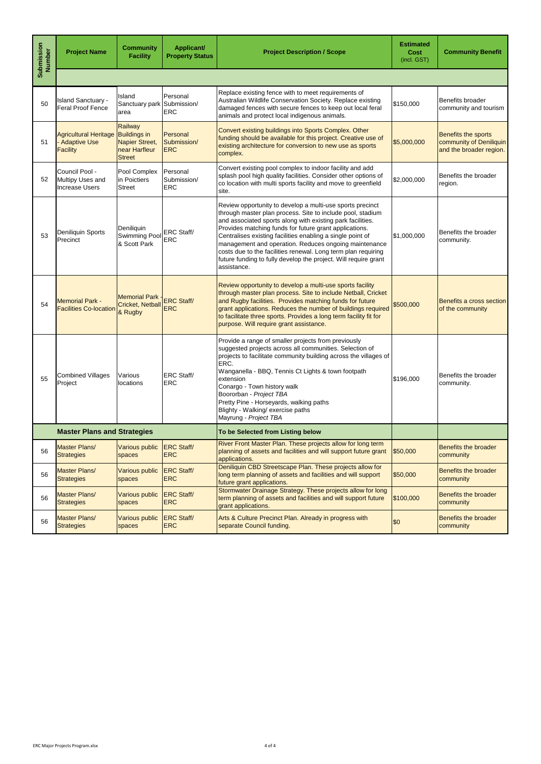| Submission Number | Project Name | Community Facility | Applicant/ Property Status | Project Description / Scope | Estimated Cost (incl. GST) | Community Benefit |
|---|---|---|---|---|---|---|
| | | | | | | |
| 50 | Island Sanctuary - Feral Proof Fence | Island Sanctuary park area | Personal Submission/ ERC | Replace existing fence with to meet requirements of Australian Wildlife Conservation Society. Replace existing damaged fences with secure fences to keep out local feral animals and protect local indigenous animals. | $150,000 | Benefits broader community and tourism |
| 51 | Agricultural Heritage - Adaptive Use Facility | Railway Buildings in Napier Street, near Harfleur Street | Personal Submission/ ERC | Convert existing buildings into Sports Complex. Other funding should be available for this project. Creative use of existing architecture for conversion to new use as sports complex. | $5,000,000 | Benefits the sports community of Deniliquin and the broader region. |
| 52 | Council Pool - Multipy Uses and Increase Users | Pool Complex in Poictiers Street | Personal Submission/ ERC | Convert existing pool complex to indoor facility and add splash pool high quality facilities. Consider other options of co location with multi sports facility and move to greenfield site. | $2,000,000 | Benefits the broader region. |
| 53 | Deniliquin Sports Precinct | Deniliquin Swimming Pool & Scott Park | ERC Staff/ ERC | Review opportunity to develop a multi-use sports precinct through master plan process. Site to include pool, stadium and associated sports along with existing park facilities. Provides matching funds for future grant applications. Centralises existing facilities enabling a single point of management and operation. Reduces ongoing maintenance costs due to the facilities renewal. Long term plan requiring future funding to fully develop the project. Will require grant assistance. | $1,000,000 | Benefits the broader community. |
| 54 | Memorial Park - Facilities Co-location | Memorial Park - Cricket, Netball & Rugby | ERC Staff/ ERC | Review opportunity to develop a multi-use sports facility through master plan process. Site to include Netball, Cricket and Rugby facilities. Provides matching funds for future grant applications. Reduces the number of buildings required to facilitate three sports. Provides a long term facility fit for purpose. Will require grant assistance. | $500,000 | Benefits a cross section of the community |
| 55 | Combined Villages Project | Various locations | ERC Staff/ ERC | Provide a range of smaller projects from previously suggested projects across all communities. Selection of projects to facilitate community building across the villages of ERC.<br>Wanganella - BBQ, Tennis Ct Lights & town footpath extension<br>Conargo - Town history walk<br>Boororban - *Project TBA*<br>Pretty Pine - Horseyards, walking paths<br>Blighty - Walking/ exercise paths<br>Mayrung - *Project TBA* | $196,000 | Benefits the broader community. |
| | **Master Plans and Strategies** | | | **To be Selected from Listing below** | | |
| 56 | Master Plans/ Strategies | Various public spaces | ERC Staff/ ERC | River Front Master Plan. These projects allow for long term planning of assets and facilities and will support future grant applications. | $50,000 | Benefits the broader community |
| 56 | Master Plans/ Strategies | Various public spaces | ERC Staff/ ERC | Deniliquin CBD Streetscape Plan. These projects allow for long term planning of assets and facilities and will support future grant applications. | $50,000 | Benefits the broader community |
| 56 | Master Plans/ Strategies | Various public spaces | ERC Staff/ ERC | Stormwater Drainage Strategy. These projects allow for long term planning of assets and facilities and will support future grant applications. | $100,000 | Benefits the broader community |
| 56 | Master Plans/ Strategies | Various public spaces | ERC Staff/ ERC | Arts & Culture Precinct Plan. Already in progress with separate Council funding. | $0 | Benefits the broader community |